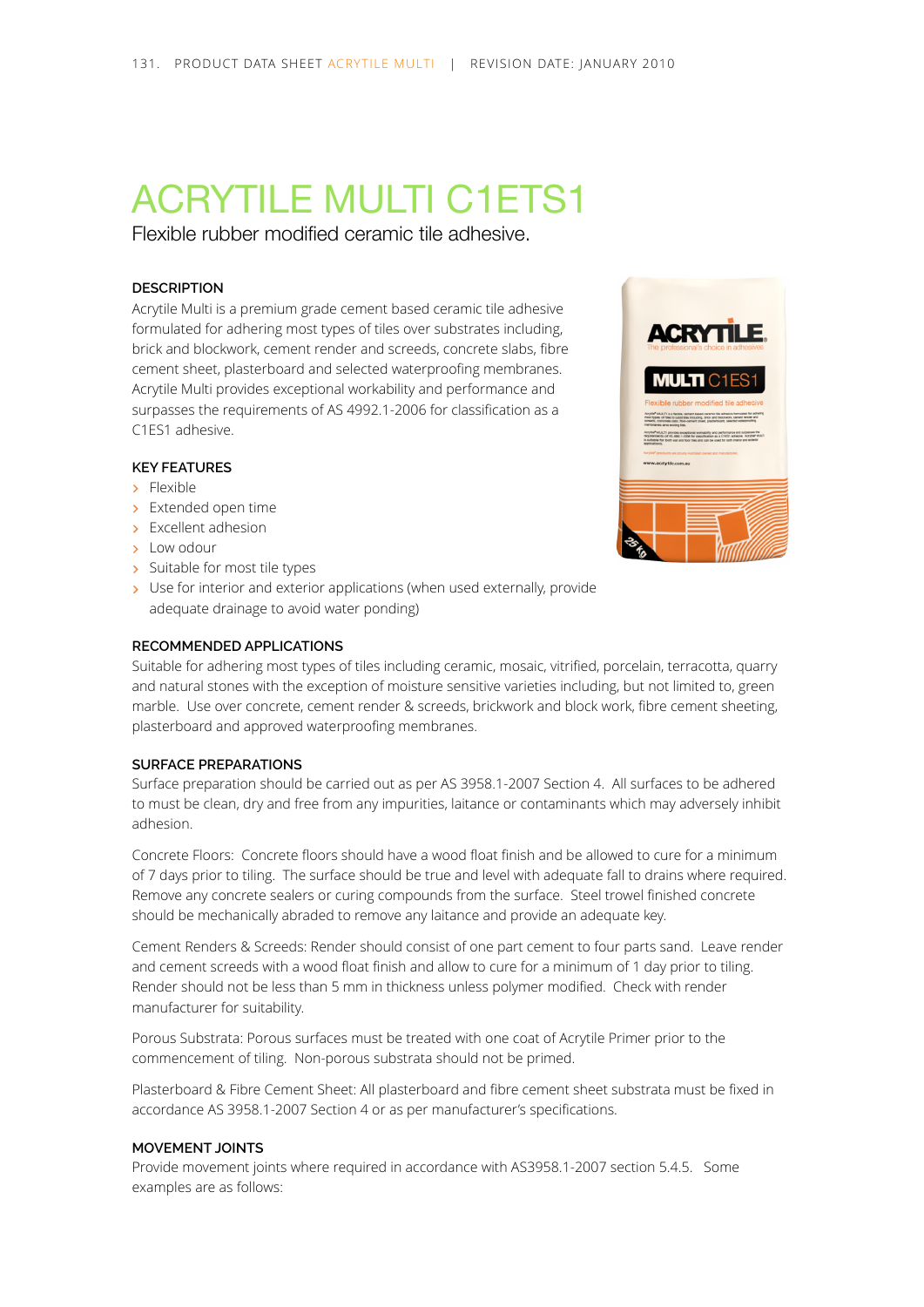# ACRYTILE MULTI C1ETS1

Flexible rubber modified ceramic tile adhesive.

### DESCRIPTION

Acrytile Multi is a premium grade cement based ceramic tile adhesive formulated for adhering most types of tiles over substrates including, brick and blockwork, cement render and screeds, concrete slabs, fibre cement sheet, plasterboard and selected waterproofing membranes. Acrytile Multi provides exceptional workability and performance and surpasses the requirements of AS 4992.1-2006 for classification as a C1ES1 adhesive.

### KEY FEATURES

- Flexible
- Extended open time
- Excellent adhesion
- Low odour
- Suitable for most tile types
- Use for interior and exterior applications (when used externally, provide adequate drainage to avoid water ponding)

### RECOMMENDED APPLICATIONS

Suitable for adhering most types of tiles including ceramic, mosaic, vitrified, porcelain, terracotta, quarry and natural stones with the exception of moisture sensitive varieties including, but not limited to, green marble. Use over concrete, cement render & screeds, brickwork and block work, fibre cement sheeting, plasterboard and approved waterproofing membranes.

### SURFACE PREPARATIONS

Surface preparation should be carried out as per AS 3958.1-2007 Section 4. All surfaces to be adhered to must be clean, dry and free from any impurities, laitance or contaminants which may adversely inhibit adhesion.

Concrete Floors: Concrete floors should have a wood float finish and be allowed to cure for a minimum of 7 days prior to tiling. The surface should be true and level with adequate fall to drains where required. Remove any concrete sealers or curing compounds from the surface. Steel trowel finished concrete should be mechanically abraded to remove any laitance and provide an adequate key.

Cement Renders & Screeds: Render should consist of one part cement to four parts sand. Leave render and cement screeds with a wood float finish and allow to cure for a minimum of 1 day prior to tiling. Render should not be less than 5 mm in thickness unless polymer modified. Check with render manufacturer for suitability.

Porous Substrata: Porous surfaces must be treated with one coat of Acrytile Primer prior to the commencement of tiling. Non-porous substrata should not be primed.

Plasterboard & Fibre Cement Sheet: All plasterboard and fibre cement sheet substrata must be fixed in accordance AS 3958.1-2007 Section 4 or as per manufacturer's specifications.

### MOVEMENT JOINTS

Provide movement joints where required in accordance with AS3958.1-2007 section 5.4.5. Some examples are as follows: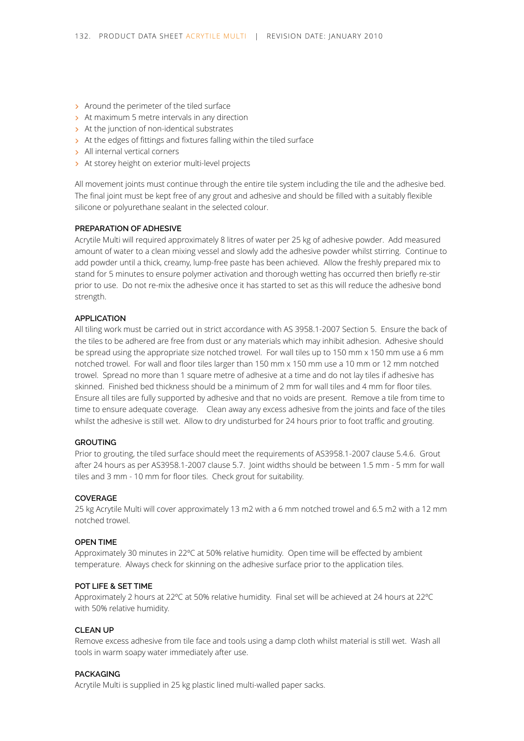- Around the perimeter of the tiled surface
- At maximum 5 metre intervals in any direction
- At the junction of non-identical substrates
- At the edges of fittings and fixtures falling within the tiled surface
- All internal vertical corners
- At storey height on exterior multi-level projects

All movement joints must continue through the entire tile system including the tile and the adhesive bed. The final joint must be kept free of any grout and adhesive and should be filled with a suitably flexible silicone or polyurethane sealant in the selected colour.

### PREPARATION OF ADHESIVE

Acrytile Multi will required approximately 8 litres of water per 25 kg of adhesive powder. Add measured amount of water to a clean mixing vessel and slowly add the adhesive powder whilst stirring. Continue to add powder until a thick, creamy, lump-free paste has been achieved. Allow the freshly prepared mix to stand for 5 minutes to ensure polymer activation and thorough wetting has occurred then briefly re-stir prior to use. Do not re-mix the adhesive once it has started to set as this will reduce the adhesive bond strength.

### APPLICATION

All tiling work must be carried out in strict accordance with AS 3958.1-2007 Section 5. Ensure the back of the tiles to be adhered are free from dust or any materials which may inhibit adhesion. Adhesive should be spread using the appropriate size notched trowel. For wall tiles up to 150 mm x 150 mm use a 6 mm notched trowel. For wall and floor tiles larger than 150 mm x 150 mm use a 10 mm or 12 mm notched trowel. Spread no more than 1 square metre of adhesive at a time and do not lay tiles if adhesive has skinned. Finished bed thickness should be a minimum of 2 mm for wall tiles and 4 mm for floor tiles. Ensure all tiles are fully supported by adhesive and that no voids are present. Remove a tile from time to time to ensure adequate coverage. Clean away any excess adhesive from the joints and face of the tiles whilst the adhesive is still wet. Allow to dry undisturbed for 24 hours prior to foot traffic and grouting.

### GROUTING

Prior to grouting, the tiled surface should meet the requirements of AS3958.1-2007 clause 5.4.6. Grout after 24 hours as per AS3958.1-2007 clause 5.7. Joint widths should be between 1.5 mm - 5 mm for wall tiles and 3 mm - 10 mm for floor tiles. Check grout for suitability.

### COVERAGE

25 kg Acrytile Multi will cover approximately 13 m2 with a 6 mm notched trowel and 6.5 m2 with a 12 mm notched trowel.

### OPEN TIME

Approximately 30 minutes in 22ºC at 50% relative humidity. Open time will be effected by ambient temperature. Always check for skinning on the adhesive surface prior to the application tiles.

### POT LIFE & SET TIME

Approximately 2 hours at 22ºC at 50% relative humidity. Final set will be achieved at 24 hours at 22ºC with 50% relative humidity.

### CLEAN UP

Remove excess adhesive from tile face and tools using a damp cloth whilst material is still wet. Wash all tools in warm soapy water immediately after use.

### PACKAGING

Acrytile Multi is supplied in 25 kg plastic lined multi-walled paper sacks.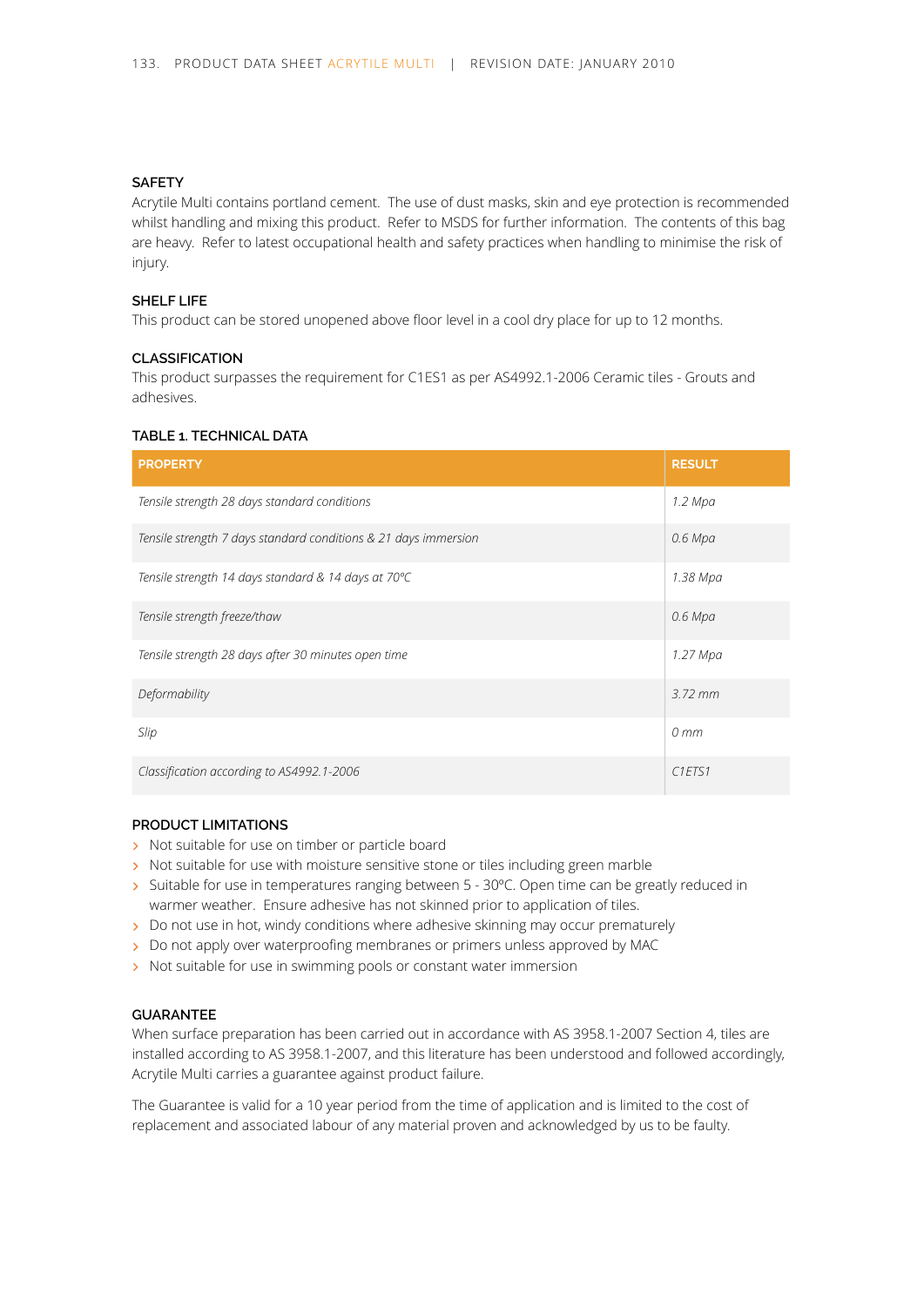### SAFETY

Acrytile Multi contains portland cement. The use of dust masks, skin and eye protection is recommended whilst handling and mixing this product. Refer to MSDS for further information. The contents of this bag are heavy. Refer to latest occupational health and safety practices when handling to minimise the risk of injury.

### SHELF LIFE

This product can be stored unopened above floor level in a cool dry place for up to 12 months.

### CLASSIFICATION

This product surpasses the requirement for C1ES1 as per AS4992.1-2006 Ceramic tiles - Grouts and adhesives.

### TABLE 1. TECHNICAL DATA

| PROPERTY | RESULT |
|---|---|
| *Tensile strength 28 days standard conditions* | *1.2 Mpa* |
| *Tensile strength 7 days standard conditions & 21 days immersion* | *0.6 Mpa* |
| *Tensile strength 14 days standard & 14 days at 70ºC* | *1.38 Mpa* |
| *Tensile strength freeze/thaw* | *0.6 Mpa* |
| *Tensile strength 28 days after 30 minutes open time* | *1.27 Mpa* |
| *Deformability* | *3.72 mm* |
| *Slip* | *0 mm* |
| *Classification according to AS4992.1-2006* | *C1ETS1* |

### PRODUCT LIMITATIONS

- Not suitable for use on timber or particle board
- Not suitable for use with moisture sensitive stone or tiles including green marble
- Suitable for use in temperatures ranging between 5 - 30ºC. Open time can be greatly reduced in warmer weather. Ensure adhesive has not skinned prior to application of tiles.
- Do not use in hot, windy conditions where adhesive skinning may occur prematurely
- Do not apply over waterproofing membranes or primers unless approved by MAC
- Not suitable for use in swimming pools or constant water immersion

### GUARANTEE

When surface preparation has been carried out in accordance with AS 3958.1-2007 Section 4, tiles are installed according to AS 3958.1-2007, and this literature has been understood and followed accordingly, Acrytile Multi carries a guarantee against product failure.

The Guarantee is valid for a 10 year period from the time of application and is limited to the cost of replacement and associated labour of any material proven and acknowledged by us to be faulty.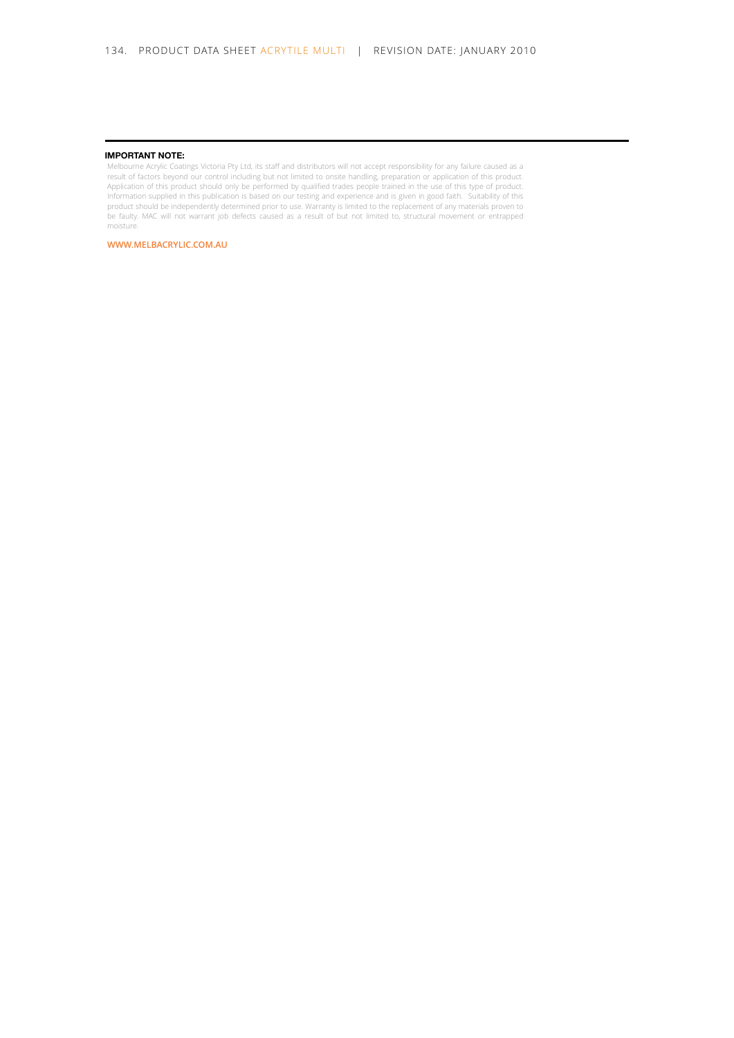**IMPORTANT NOTE:**

Melbourne Acrylic Coatings Victoria Pty Ltd, its staff and distributors will not accept responsibility for any failure caused as a result of factors beyond our control including but not limited to onsite handling, preparation or application of this product. Application of this product should only be performed by qualified trades people trained in the use of this type of product. Information supplied in this publication is based on our testing and experience and is given in good faith. Suitability of this product should be independently determined prior to use. Warranty is limited to the replacement of any materials proven to be faulty. MAC will not warrant job defects caused as a result of but not limited to, structural movement or entrapped moisture.

WWW.MELBACRYLIC.COM.AU